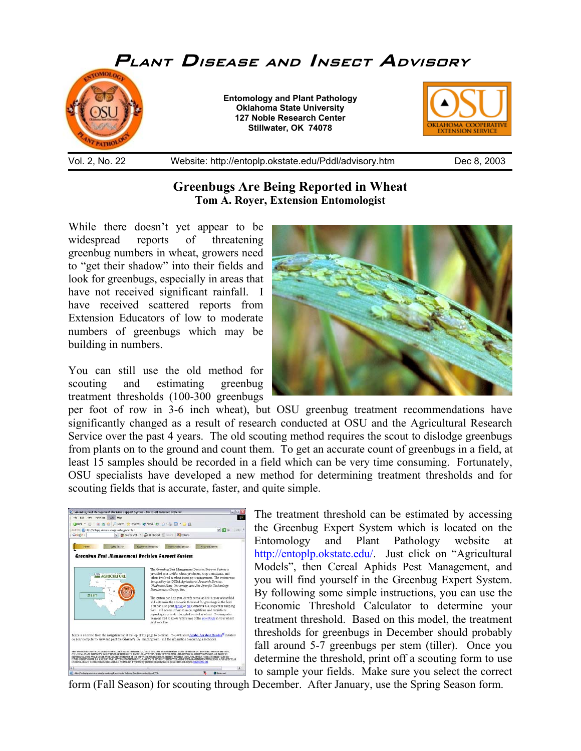# Plant Disease and Insect Advisory

**Entomology and Plant Pathology**
**Oklahoma State University**
**127 Noble Research Center**
**Stillwater, OK 74078**

Vol. 2, No. 22 | Website: http://entoplp.okstate.edu/Pddl/advisory.htm | Dec 8, 2003

## Greenbugs Are Being Reported in Wheat

**Tom A. Royer, Extension Entomologist**

While there doesn't yet appear to be widespread reports of threatening greenbug numbers in wheat, growers need to "get their shadow" into their fields and look for greenbugs, especially in areas that have not received significant rainfall. I have received scattered reports from Extension Educators of low to moderate numbers of greenbugs which may be building in numbers.

You can still use the old method for scouting and estimating greenbug treatment thresholds (100-300 greenbugs per foot of row in 3-6 inch wheat), but OSU greenbug treatment recommendations have significantly changed as a result of research conducted at OSU and the Agricultural Research Service over the past 4 years. The old scouting method requires the scout to dislodge greenbugs from plants on to the ground and count them. To get an accurate count of greenbugs in a field, at least 15 samples should be recorded in a field which can be very time consuming. Fortunately, OSU specialists have developed a new method for determining treatment thresholds and for scouting fields that is accurate, faster, and quite simple.

The treatment threshold can be estimated by accessing the Greenbug Expert System which is located on the Entomology and Plant Pathology website at http://entoplp.okstate.edu/. Just click on "Agricultural Models", then Cereal Aphids Pest Management, and you will find yourself in the Greenbug Expert System. By following some simple instructions, you can use the Economic Threshold Calculator to determine your treatment threshold. Based on this model, the treatment thresholds for greenbugs in December should probably fall around 5-7 greenbugs per stem (tiller). Once you determine the threshold, print off a scouting form to use to sample your fields. Make sure you select the correct form (Fall Season) for scouting through December. After January, use the Spring Season form.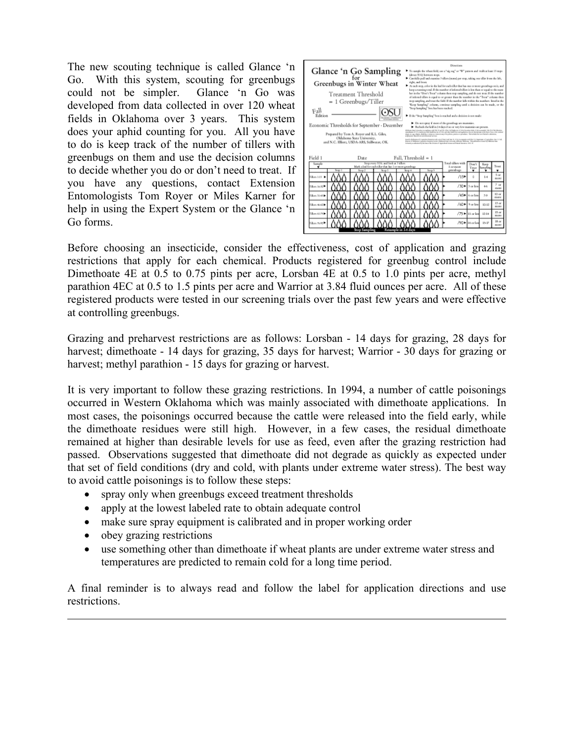The new scouting technique is called Glance 'n Go. With this system, scouting for greenbugs could not be simpler. Glance 'n Go was developed from data collected in over 120 wheat fields in Oklahoma over 3 years. This system does your aphid counting for you. All you have to do is keep track of the number of tillers with greenbugs on them and use the decision columns to decide whether you do or don't need to treat. If you have any questions, contact Extension Entomologists Tom Royer or Miles Karner for help in using the Expert System or the Glance 'n Go forms.

Before choosing an insecticide, consider the effectiveness, cost of application and grazing restrictions that apply for each chemical. Products registered for greenbug control include Dimethoate 4E at 0.5 to 0.75 pints per acre, Lorsban 4E at 0.5 to 1.0 pints per acre, methyl parathion 4EC at 0.5 to 1.5 pints per acre and Warrior at 3.84 fluid ounces per acre. All of these registered products were tested in our screening trials over the past few years and were effective at controlling greenbugs.

Grazing and preharvest restrictions are as follows: Lorsban - 14 days for grazing, 28 days for harvest; dimethoate - 14 days for grazing, 35 days for harvest; Warrior - 30 days for grazing or harvest; methyl parathion - 15 days for grazing or harvest.

It is very important to follow these grazing restrictions. In 1994, a number of cattle poisonings occurred in Western Oklahoma which was mainly associated with dimethoate applications. In most cases, the poisonings occurred because the cattle were released into the field early, while the dimethoate residues were still high. However, in a few cases, the residual dimethoate remained at higher than desirable levels for use as feed, even after the grazing restriction had passed. Observations suggested that dimethoate did not degrade as quickly as expected under that set of field conditions (dry and cold, with plants under extreme water stress). The best way to avoid cattle poisonings is to follow these steps:

- spray only when greenbugs exceed treatment thresholds
- apply at the lowest labeled rate to obtain adequate control
- make sure spray equipment is calibrated and in proper working order
- obey grazing restrictions
- use something other than dimethoate if wheat plants are under extreme water stress and temperatures are predicted to remain cold for a long time period.

A final reminder is to always read and follow the label for application directions and use restrictions.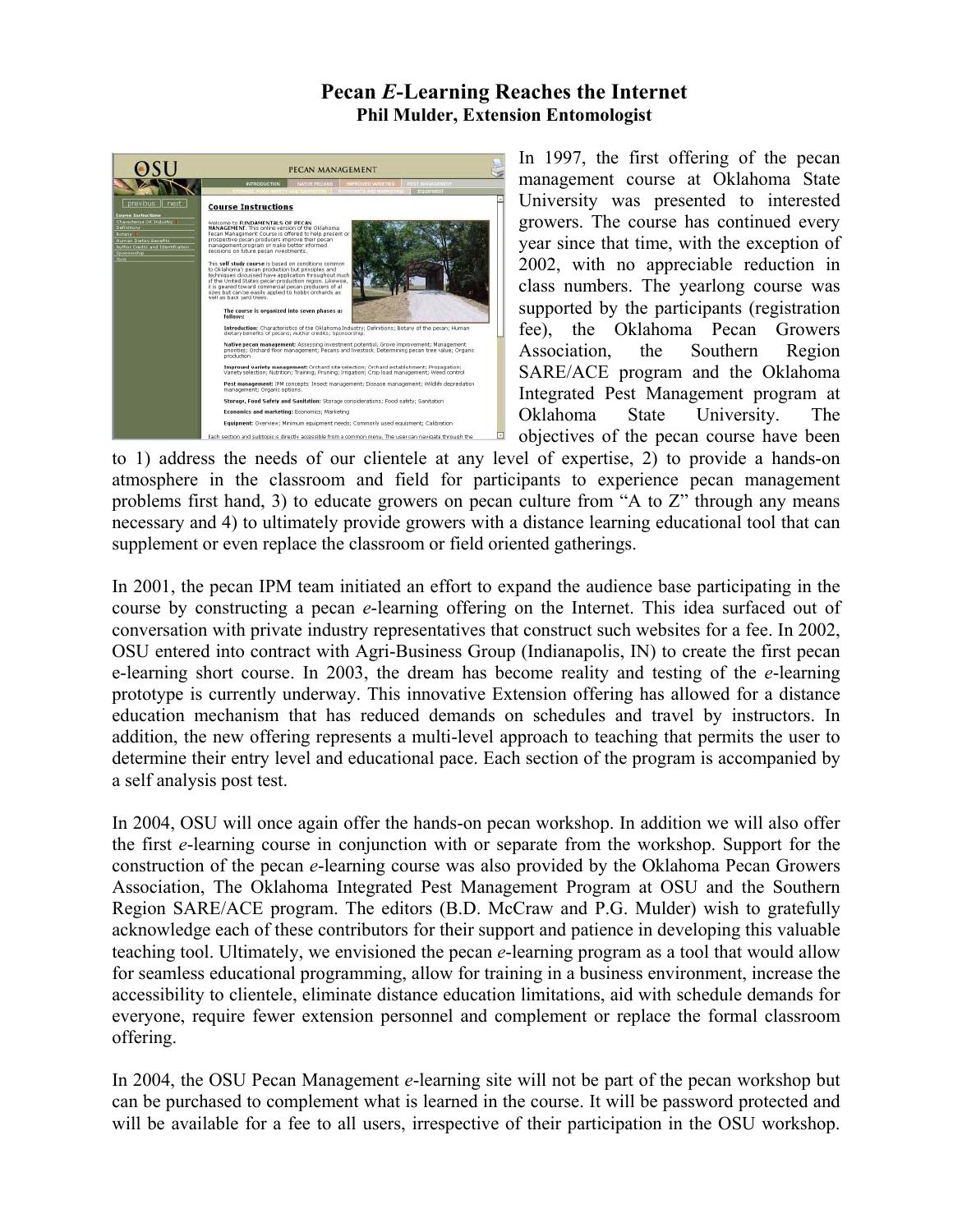# Pecan *E*-Learning Reaches the Internet

**Phil Mulder, Extension Entomologist**

In 1997, the first offering of the pecan management course at Oklahoma State University was presented to interested growers. The course has continued every year since that time, with the exception of 2002, with no appreciable reduction in class numbers. The yearlong course was supported by the participants (registration fee), the Oklahoma Pecan Growers Association, the Southern Region SARE/ACE program and the Oklahoma Integrated Pest Management program at Oklahoma State University. The objectives of the pecan course have been to 1) address the needs of our clientele at any level of expertise, 2) to provide a hands-on atmosphere in the classroom and field for participants to experience pecan management problems first hand, 3) to educate growers on pecan culture from "A to Z" through any means necessary and 4) to ultimately provide growers with a distance learning educational tool that can supplement or even replace the classroom or field oriented gatherings.

In 2001, the pecan IPM team initiated an effort to expand the audience base participating in the course by constructing a pecan *e*-learning offering on the Internet. This idea surfaced out of conversation with private industry representatives that construct such websites for a fee. In 2002, OSU entered into contract with Agri-Business Group (Indianapolis, IN) to create the first pecan e-learning short course. In 2003, the dream has become reality and testing of the *e*-learning prototype is currently underway. This innovative Extension offering has allowed for a distance education mechanism that has reduced demands on schedules and travel by instructors. In addition, the new offering represents a multi-level approach to teaching that permits the user to determine their entry level and educational pace. Each section of the program is accompanied by a self analysis post test.

In 2004, OSU will once again offer the hands-on pecan workshop. In addition we will also offer the first *e*-learning course in conjunction with or separate from the workshop. Support for the construction of the pecan *e*-learning course was also provided by the Oklahoma Pecan Growers Association, The Oklahoma Integrated Pest Management Program at OSU and the Southern Region SARE/ACE program. The editors (B.D. McCraw and P.G. Mulder) wish to gratefully acknowledge each of these contributors for their support and patience in developing this valuable teaching tool. Ultimately, we envisioned the pecan *e*-learning program as a tool that would allow for seamless educational programming, allow for training in a business environment, increase the accessibility to clientele, eliminate distance education limitations, aid with schedule demands for everyone, require fewer extension personnel and complement or replace the formal classroom offering.

In 2004, the OSU Pecan Management *e*-learning site will not be part of the pecan workshop but can be purchased to complement what is learned in the course. It will be password protected and will be available for a fee to all users, irrespective of their participation in the OSU workshop.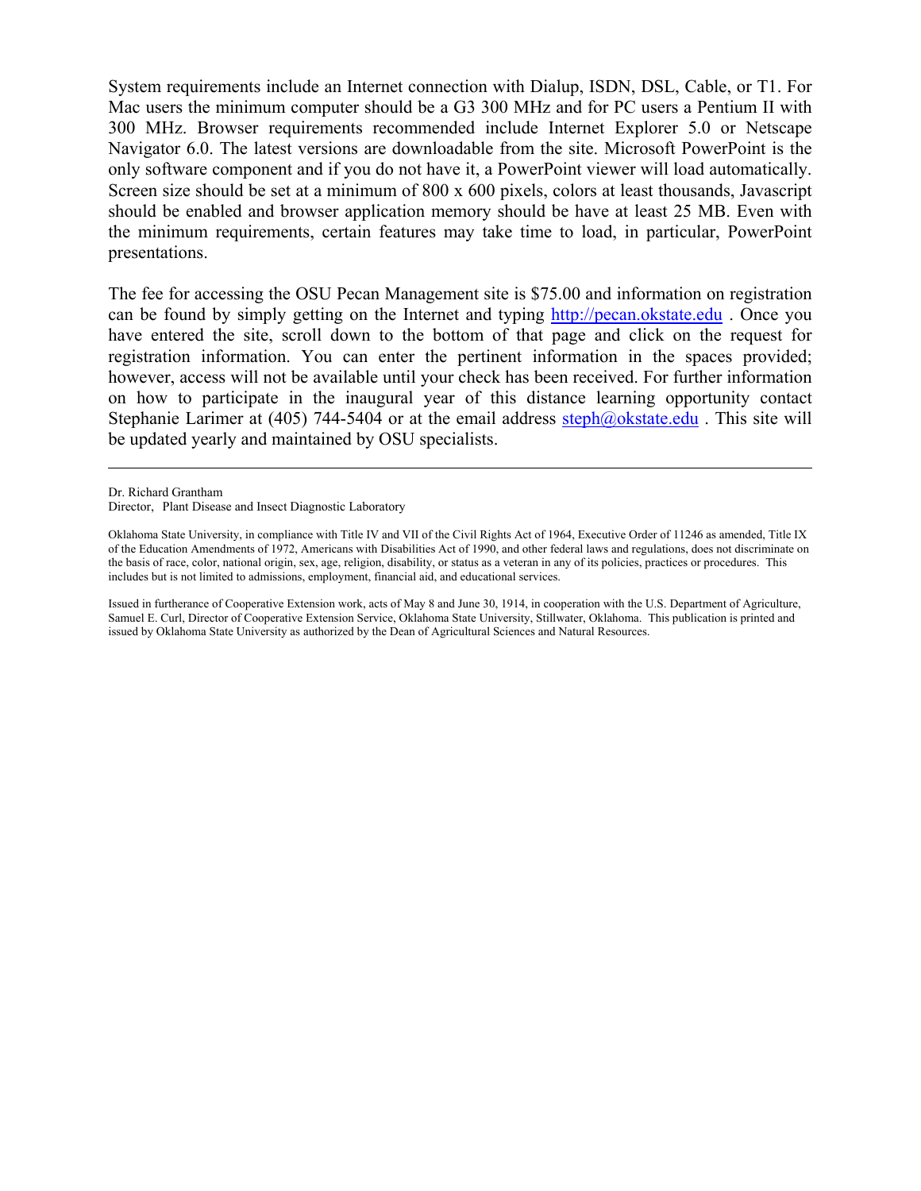System requirements include an Internet connection with Dialup, ISDN, DSL, Cable, or T1. For Mac users the minimum computer should be a G3 300 MHz and for PC users a Pentium II with 300 MHz. Browser requirements recommended include Internet Explorer 5.0 or Netscape Navigator 6.0. The latest versions are downloadable from the site. Microsoft PowerPoint is the only software component and if you do not have it, a PowerPoint viewer will load automatically. Screen size should be set at a minimum of 800 x 600 pixels, colors at least thousands, Javascript should be enabled and browser application memory should be have at least 25 MB. Even with the minimum requirements, certain features may take time to load, in particular, PowerPoint presentations.

The fee for accessing the OSU Pecan Management site is $75.00 and information on registration can be found by simply getting on the Internet and typing http://pecan.okstate.edu . Once you have entered the site, scroll down to the bottom of that page and click on the request for registration information. You can enter the pertinent information in the spaces provided; however, access will not be available until your check has been received. For further information on how to participate in the inaugural year of this distance learning opportunity contact Stephanie Larimer at (405) 744-5404 or at the email address steph@okstate.edu . This site will be updated yearly and maintained by OSU specialists.

---

Dr. Richard Grantham
Director, Plant Disease and Insect Diagnostic Laboratory

Oklahoma State University, in compliance with Title IV and VII of the Civil Rights Act of 1964, Executive Order of 11246 as amended, Title IX of the Education Amendments of 1972, Americans with Disabilities Act of 1990, and other federal laws and regulations, does not discriminate on the basis of race, color, national origin, sex, age, religion, disability, or status as a veteran in any of its policies, practices or procedures. This includes but is not limited to admissions, employment, financial aid, and educational services.

Issued in furtherance of Cooperative Extension work, acts of May 8 and June 30, 1914, in cooperation with the U.S. Department of Agriculture, Samuel E. Curl, Director of Cooperative Extension Service, Oklahoma State University, Stillwater, Oklahoma. This publication is printed and issued by Oklahoma State University as authorized by the Dean of Agricultural Sciences and Natural Resources.